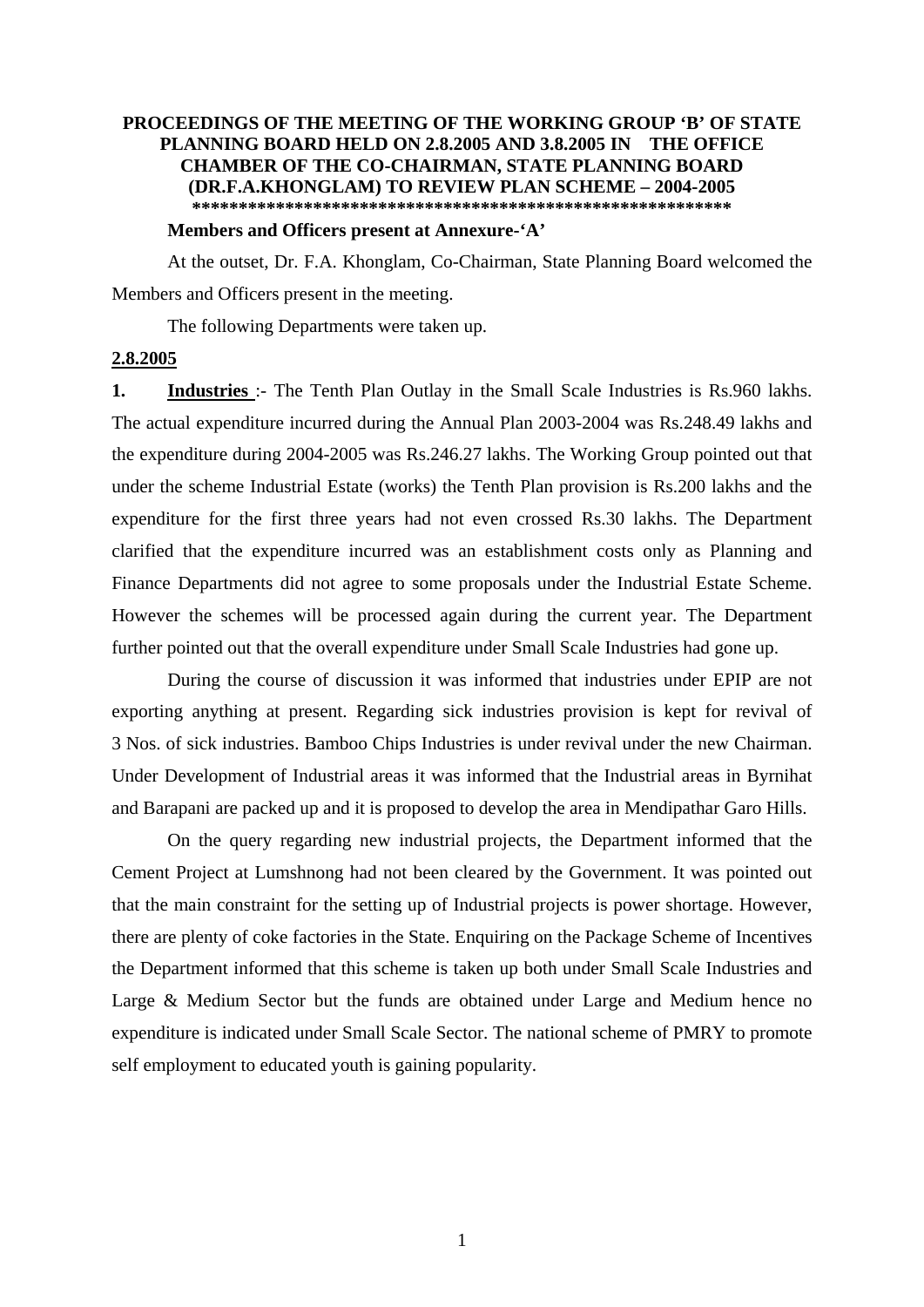**PROCEEDINGS OF THE MEETING OF THE WORKING GROUP 'B' OF STATE PLANNING BOARD HELD ON 2.8.2005 AND 3.8.2005 IN THE OFFICE CHAMBER OF THE CO-CHAIRMAN, STATE PLANNING BOARD (DR.F.A.KHONGLAM) TO REVIEW PLAN SCHEME – 2004-2005**

**********************************************************

**Members and Officers present at Annexure-'A'**

At the outset, Dr. F.A. Khonglam, Co-Chairman, State Planning Board welcomed the Members and Officers present in the meeting.

The following Departments were taken up.

**2.8.2005**

**1. Industries** :- The Tenth Plan Outlay in the Small Scale Industries is Rs.960 lakhs. The actual expenditure incurred during the Annual Plan 2003-2004 was Rs.248.49 lakhs and the expenditure during 2004-2005 was Rs.246.27 lakhs. The Working Group pointed out that under the scheme Industrial Estate (works) the Tenth Plan provision is Rs.200 lakhs and the expenditure for the first three years had not even crossed Rs.30 lakhs. The Department clarified that the expenditure incurred was an establishment costs only as Planning and Finance Departments did not agree to some proposals under the Industrial Estate Scheme. However the schemes will be processed again during the current year. The Department further pointed out that the overall expenditure under Small Scale Industries had gone up.

During the course of discussion it was informed that industries under EPIP are not exporting anything at present. Regarding sick industries provision is kept for revival of 3 Nos. of sick industries. Bamboo Chips Industries is under revival under the new Chairman. Under Development of Industrial areas it was informed that the Industrial areas in Byrnihat and Barapani are packed up and it is proposed to develop the area in Mendipathar Garo Hills.

On the query regarding new industrial projects, the Department informed that the Cement Project at Lumshnong had not been cleared by the Government. It was pointed out that the main constraint for the setting up of Industrial projects is power shortage. However, there are plenty of coke factories in the State. Enquiring on the Package Scheme of Incentives the Department informed that this scheme is taken up both under Small Scale Industries and Large & Medium Sector but the funds are obtained under Large and Medium hence no expenditure is indicated under Small Scale Sector. The national scheme of PMRY to promote self employment to educated youth is gaining popularity.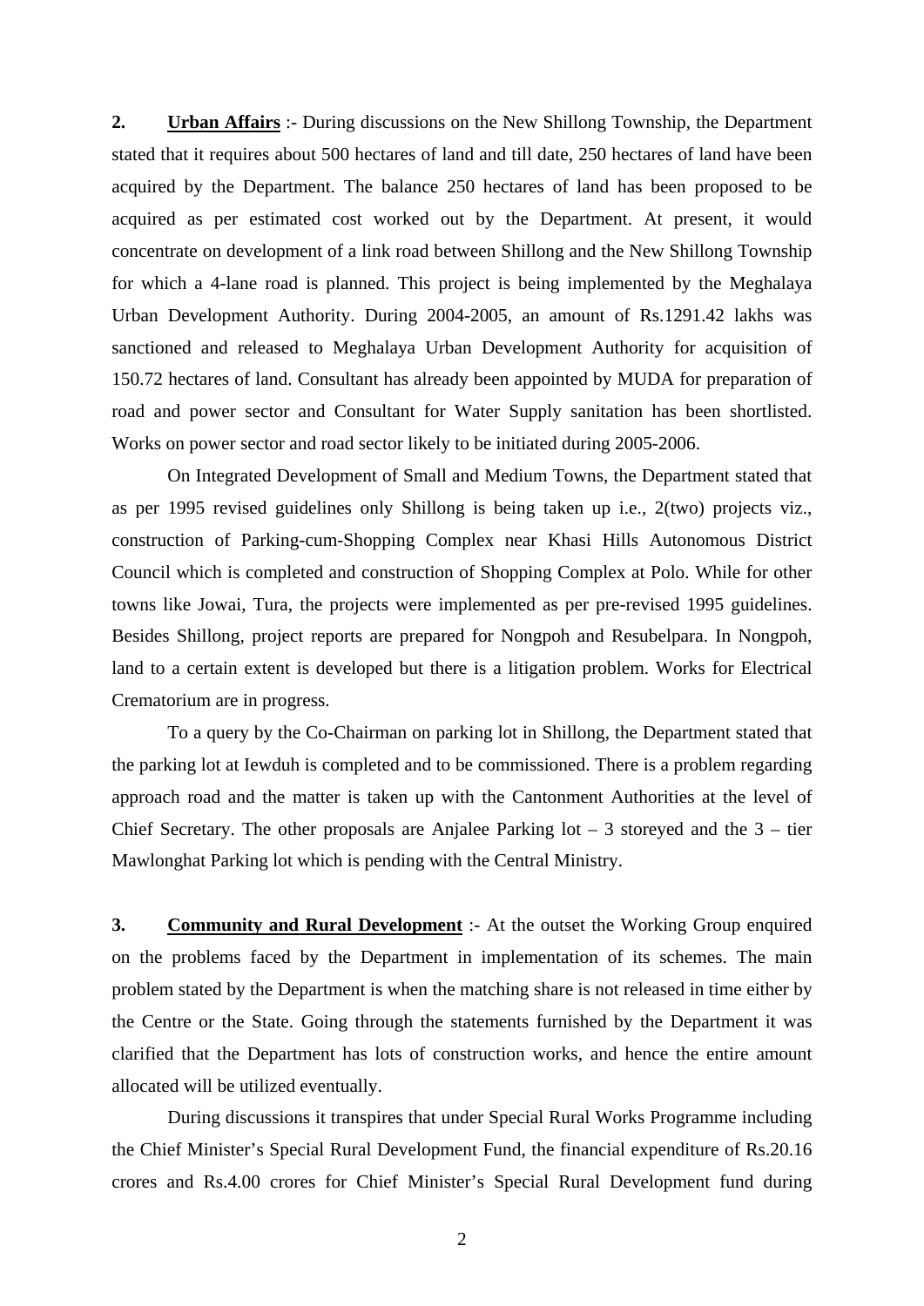**2.** **<u>Urban Affairs</u>** :- During discussions on the New Shillong Township, the Department stated that it requires about 500 hectares of land and till date, 250 hectares of land have been acquired by the Department. The balance 250 hectares of land has been proposed to be acquired as per estimated cost worked out by the Department. At present, it would concentrate on development of a link road between Shillong and the New Shillong Township for which a 4-lane road is planned. This project is being implemented by the Meghalaya Urban Development Authority. During 2004-2005, an amount of Rs.1291.42 lakhs was sanctioned and released to Meghalaya Urban Development Authority for acquisition of 150.72 hectares of land. Consultant has already been appointed by MUDA for preparation of road and power sector and Consultant for Water Supply sanitation has been shortlisted. Works on power sector and road sector likely to be initiated during 2005-2006.

On Integrated Development of Small and Medium Towns, the Department stated that as per 1995 revised guidelines only Shillong is being taken up i.e., 2(two) projects viz., construction of Parking-cum-Shopping Complex near Khasi Hills Autonomous District Council which is completed and construction of Shopping Complex at Polo. While for other towns like Jowai, Tura, the projects were implemented as per pre-revised 1995 guidelines. Besides Shillong, project reports are prepared for Nongpoh and Resubelpara. In Nongpoh, land to a certain extent is developed but there is a litigation problem. Works for Electrical Crematorium are in progress.

To a query by the Co-Chairman on parking lot in Shillong, the Department stated that the parking lot at Iewduh is completed and to be commissioned. There is a problem regarding approach road and the matter is taken up with the Cantonment Authorities at the level of Chief Secretary. The other proposals are Anjalee Parking lot – 3 storeyed and the 3 – tier Mawlonghat Parking lot which is pending with the Central Ministry.

**3.** **<u>Community and Rural Development</u>** :- At the outset the Working Group enquired on the problems faced by the Department in implementation of its schemes. The main problem stated by the Department is when the matching share is not released in time either by the Centre or the State. Going through the statements furnished by the Department it was clarified that the Department has lots of construction works, and hence the entire amount allocated will be utilized eventually.

During discussions it transpires that under Special Rural Works Programme including the Chief Minister's Special Rural Development Fund, the financial expenditure of Rs.20.16 crores and Rs.4.00 crores for Chief Minister's Special Rural Development fund during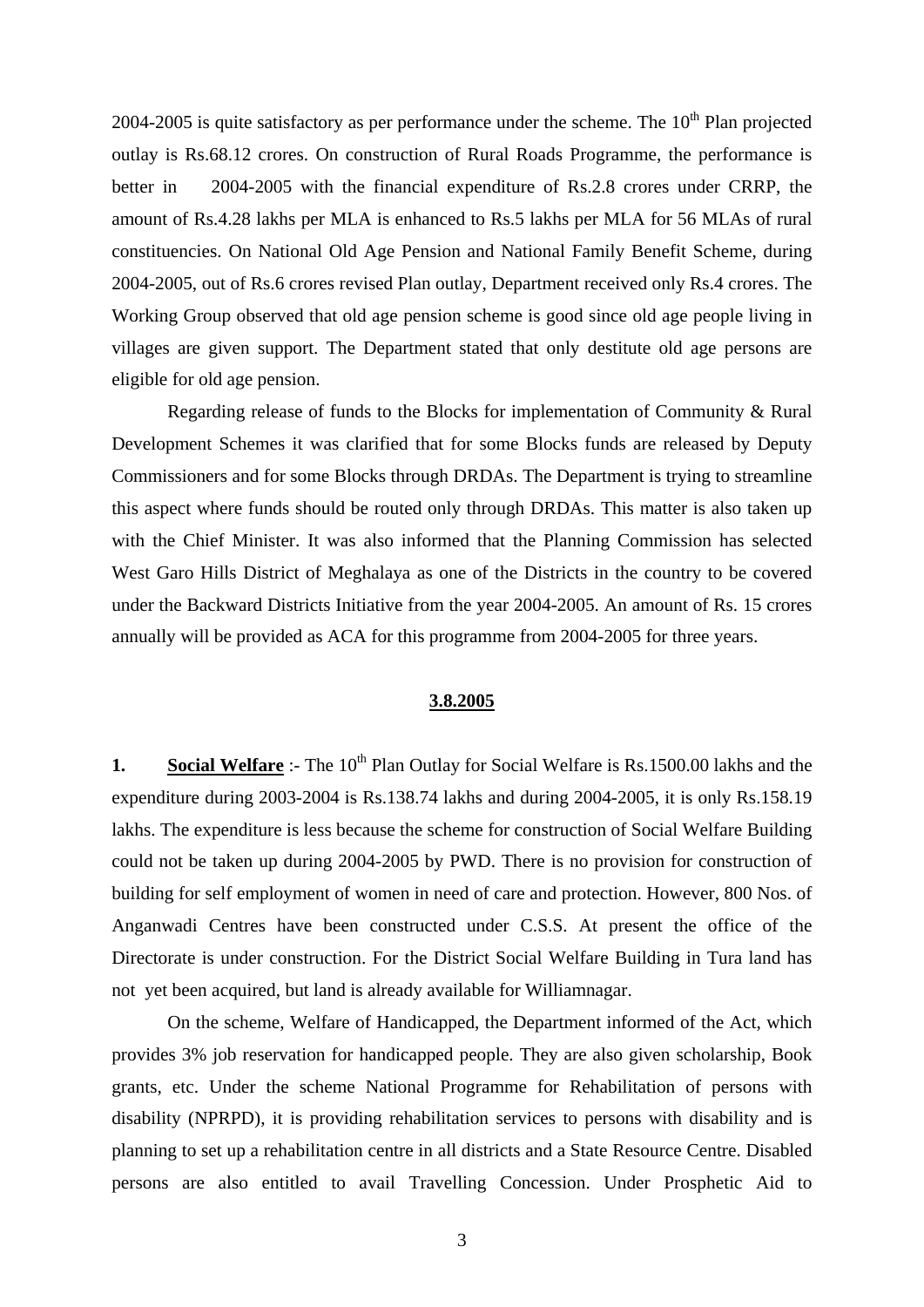2004-2005 is quite satisfactory as per performance under the scheme. The 10th Plan projected outlay is Rs.68.12 crores. On construction of Rural Roads Programme, the performance is better in 2004-2005 with the financial expenditure of Rs.2.8 crores under CRRP, the amount of Rs.4.28 lakhs per MLA is enhanced to Rs.5 lakhs per MLA for 56 MLAs of rural constituencies. On National Old Age Pension and National Family Benefit Scheme, during 2004-2005, out of Rs.6 crores revised Plan outlay, Department received only Rs.4 crores. The Working Group observed that old age pension scheme is good since old age people living in villages are given support. The Department stated that only destitute old age persons are eligible for old age pension.

Regarding release of funds to the Blocks for implementation of Community & Rural Development Schemes it was clarified that for some Blocks funds are released by Deputy Commissioners and for some Blocks through DRDAs. The Department is trying to streamline this aspect where funds should be routed only through DRDAs. This matter is also taken up with the Chief Minister. It was also informed that the Planning Commission has selected West Garo Hills District of Meghalaya as one of the Districts in the country to be covered under the Backward Districts Initiative from the year 2004-2005. An amount of Rs. 15 crores annually will be provided as ACA for this programme from 2004-2005 for three years.

**3.8.2005**

**1. Social Welfare** :- The 10th Plan Outlay for Social Welfare is Rs.1500.00 lakhs and the expenditure during 2003-2004 is Rs.138.74 lakhs and during 2004-2005, it is only Rs.158.19 lakhs. The expenditure is less because the scheme for construction of Social Welfare Building could not be taken up during 2004-2005 by PWD. There is no provision for construction of building for self employment of women in need of care and protection. However, 800 Nos. of Anganwadi Centres have been constructed under C.S.S. At present the office of the Directorate is under construction. For the District Social Welfare Building in Tura land has not yet been acquired, but land is already available for Williamnagar.

On the scheme, Welfare of Handicapped, the Department informed of the Act, which provides 3% job reservation for handicapped people. They are also given scholarship, Book grants, etc. Under the scheme National Programme for Rehabilitation of persons with disability (NPRPD), it is providing rehabilitation services to persons with disability and is planning to set up a rehabilitation centre in all districts and a State Resource Centre. Disabled persons are also entitled to avail Travelling Concession. Under Prosphetic Aid to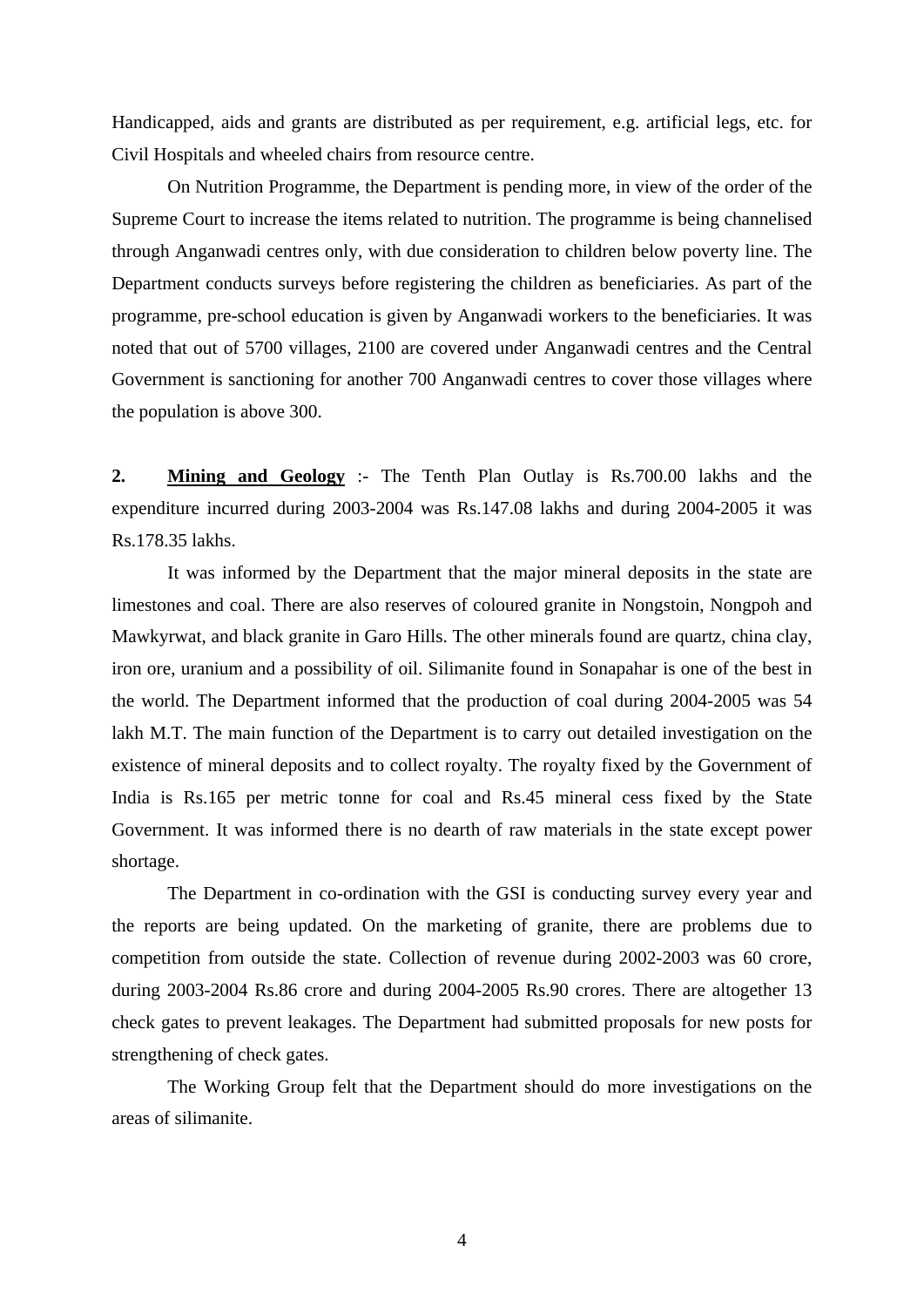Handicapped, aids and grants are distributed as per requirement, e.g. artificial legs, etc. for Civil Hospitals and wheeled chairs from resource centre.

On Nutrition Programme, the Department is pending more, in view of the order of the Supreme Court to increase the items related to nutrition. The programme is being channelised through Anganwadi centres only, with due consideration to children below poverty line. The Department conducts surveys before registering the children as beneficiaries. As part of the programme, pre-school education is given by Anganwadi workers to the beneficiaries. It was noted that out of 5700 villages, 2100 are covered under Anganwadi centres and the Central Government is sanctioning for another 700 Anganwadi centres to cover those villages where the population is above 300.

**2.** **<u>Mining and Geology</u>** :- The Tenth Plan Outlay is Rs.700.00 lakhs and the expenditure incurred during 2003-2004 was Rs.147.08 lakhs and during 2004-2005 it was Rs.178.35 lakhs.

It was informed by the Department that the major mineral deposits in the state are limestones and coal. There are also reserves of coloured granite in Nongstoin, Nongpoh and Mawkyrwat, and black granite in Garo Hills. The other minerals found are quartz, china clay, iron ore, uranium and a possibility of oil. Silimanite found in Sonapahar is one of the best in the world. The Department informed that the production of coal during 2004-2005 was 54 lakh M.T. The main function of the Department is to carry out detailed investigation on the existence of mineral deposits and to collect royalty. The royalty fixed by the Government of India is Rs.165 per metric tonne for coal and Rs.45 mineral cess fixed by the State Government. It was informed there is no dearth of raw materials in the state except power shortage.

The Department in co-ordination with the GSI is conducting survey every year and the reports are being updated. On the marketing of granite, there are problems due to competition from outside the state. Collection of revenue during 2002-2003 was 60 crore, during 2003-2004 Rs.86 crore and during 2004-2005 Rs.90 crores. There are altogether 13 check gates to prevent leakages. The Department had submitted proposals for new posts for strengthening of check gates.

The Working Group felt that the Department should do more investigations on the areas of silimanite.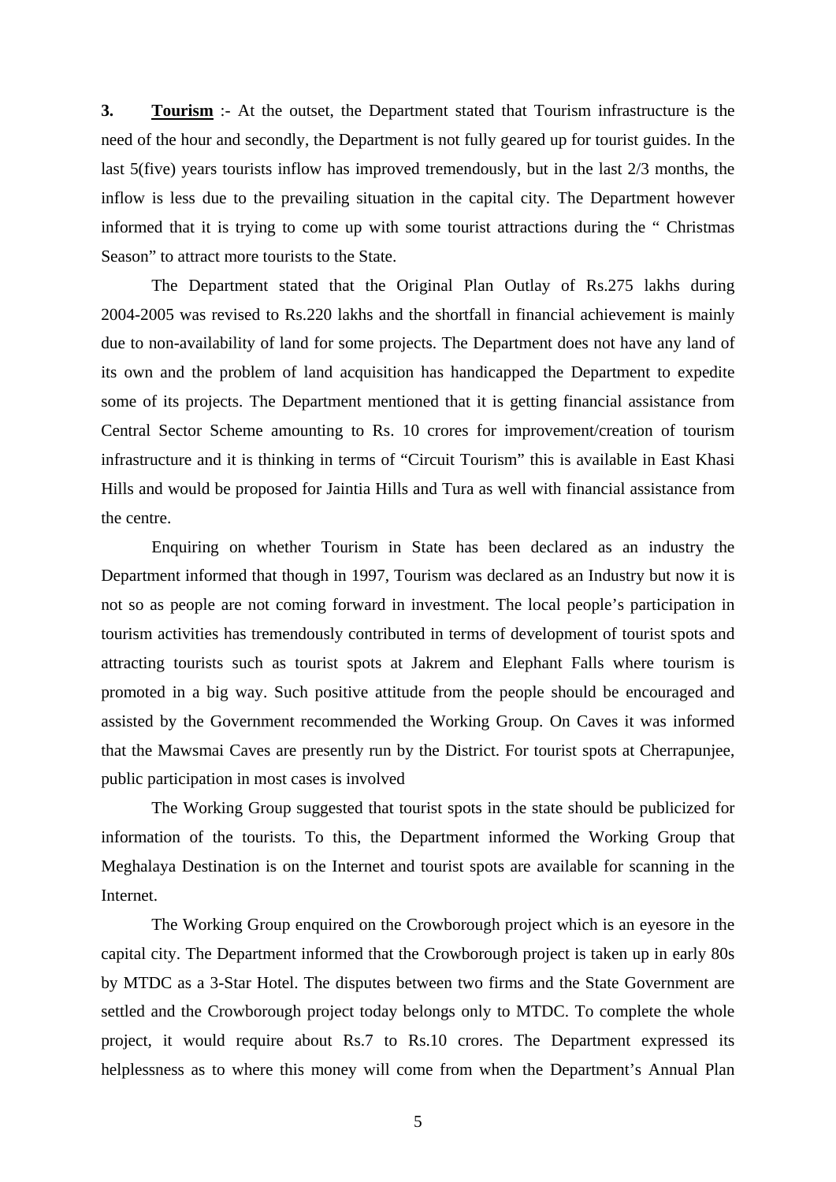**3. Tourism** :- At the outset, the Department stated that Tourism infrastructure is the need of the hour and secondly, the Department is not fully geared up for tourist guides. In the last 5(five) years tourists inflow has improved tremendously, but in the last 2/3 months, the inflow is less due to the prevailing situation in the capital city. The Department however informed that it is trying to come up with some tourist attractions during the " Christmas Season" to attract more tourists to the State.

The Department stated that the Original Plan Outlay of Rs.275 lakhs during 2004-2005 was revised to Rs.220 lakhs and the shortfall in financial achievement is mainly due to non-availability of land for some projects. The Department does not have any land of its own and the problem of land acquisition has handicapped the Department to expedite some of its projects. The Department mentioned that it is getting financial assistance from Central Sector Scheme amounting to Rs. 10 crores for improvement/creation of tourism infrastructure and it is thinking in terms of "Circuit Tourism" this is available in East Khasi Hills and would be proposed for Jaintia Hills and Tura as well with financial assistance from the centre.

Enquiring on whether Tourism in State has been declared as an industry the Department informed that though in 1997, Tourism was declared as an Industry but now it is not so as people are not coming forward in investment. The local people's participation in tourism activities has tremendously contributed in terms of development of tourist spots and attracting tourists such as tourist spots at Jakrem and Elephant Falls where tourism is promoted in a big way. Such positive attitude from the people should be encouraged and assisted by the Government recommended the Working Group. On Caves it was informed that the Mawsmai Caves are presently run by the District. For tourist spots at Cherrapunjee, public participation in most cases is involved

The Working Group suggested that tourist spots in the state should be publicized for information of the tourists. To this, the Department informed the Working Group that Meghalaya Destination is on the Internet and tourist spots are available for scanning in the Internet.

The Working Group enquired on the Crowborough project which is an eyesore in the capital city. The Department informed that the Crowborough project is taken up in early 80s by MTDC as a 3-Star Hotel. The disputes between two firms and the State Government are settled and the Crowborough project today belongs only to MTDC. To complete the whole project, it would require about Rs.7 to Rs.10 crores. The Department expressed its helplessness as to where this money will come from when the Department's Annual Plan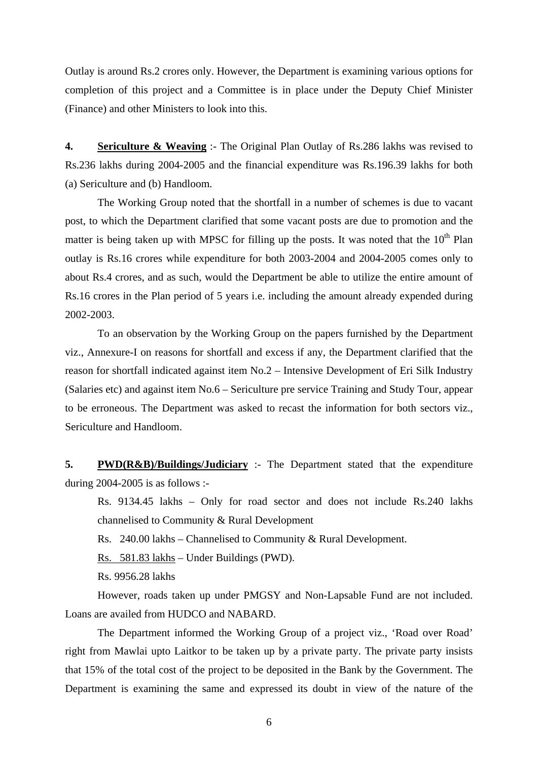Outlay is around Rs.2 crores only. However, the Department is examining various options for completion of this project and a Committee is in place under the Deputy Chief Minister (Finance) and other Ministers to look into this.

**4.** **<u>Sericulture & Weaving</u>** :- The Original Plan Outlay of Rs.286 lakhs was revised to Rs.236 lakhs during 2004-2005 and the financial expenditure was Rs.196.39 lakhs for both (a) Sericulture and (b) Handloom.

The Working Group noted that the shortfall in a number of schemes is due to vacant post, to which the Department clarified that some vacant posts are due to promotion and the matter is being taken up with MPSC for filling up the posts. It was noted that the 10th Plan outlay is Rs.16 crores while expenditure for both 2003-2004 and 2004-2005 comes only to about Rs.4 crores, and as such, would the Department be able to utilize the entire amount of Rs.16 crores in the Plan period of 5 years i.e. including the amount already expended during 2002-2003.

To an observation by the Working Group on the papers furnished by the Department viz., Annexure-I on reasons for shortfall and excess if any, the Department clarified that the reason for shortfall indicated against item No.2 – Intensive Development of Eri Silk Industry (Salaries etc) and against item No.6 – Sericulture pre service Training and Study Tour, appear to be erroneous. The Department was asked to recast the information for both sectors viz., Sericulture and Handloom.

**5.** **<u>PWD(R&B)/Buildings/Judiciary</u>** :- The Department stated that the expenditure during 2004-2005 is as follows :-

Rs. 9134.45 lakhs – Only for road sector and does not include Rs.240 lakhs channelised to Community & Rural Development

Rs. 240.00 lakhs – Channelised to Community & Rural Development.

<u>Rs. 581.83 lakhs</u> – Under Buildings (PWD).

Rs. 9956.28 lakhs

However, roads taken up under PMGSY and Non-Lapsable Fund are not included. Loans are availed from HUDCO and NABARD.

The Department informed the Working Group of a project viz., 'Road over Road' right from Mawlai upto Laitkor to be taken up by a private party. The private party insists that 15% of the total cost of the project to be deposited in the Bank by the Government. The Department is examining the same and expressed its doubt in view of the nature of the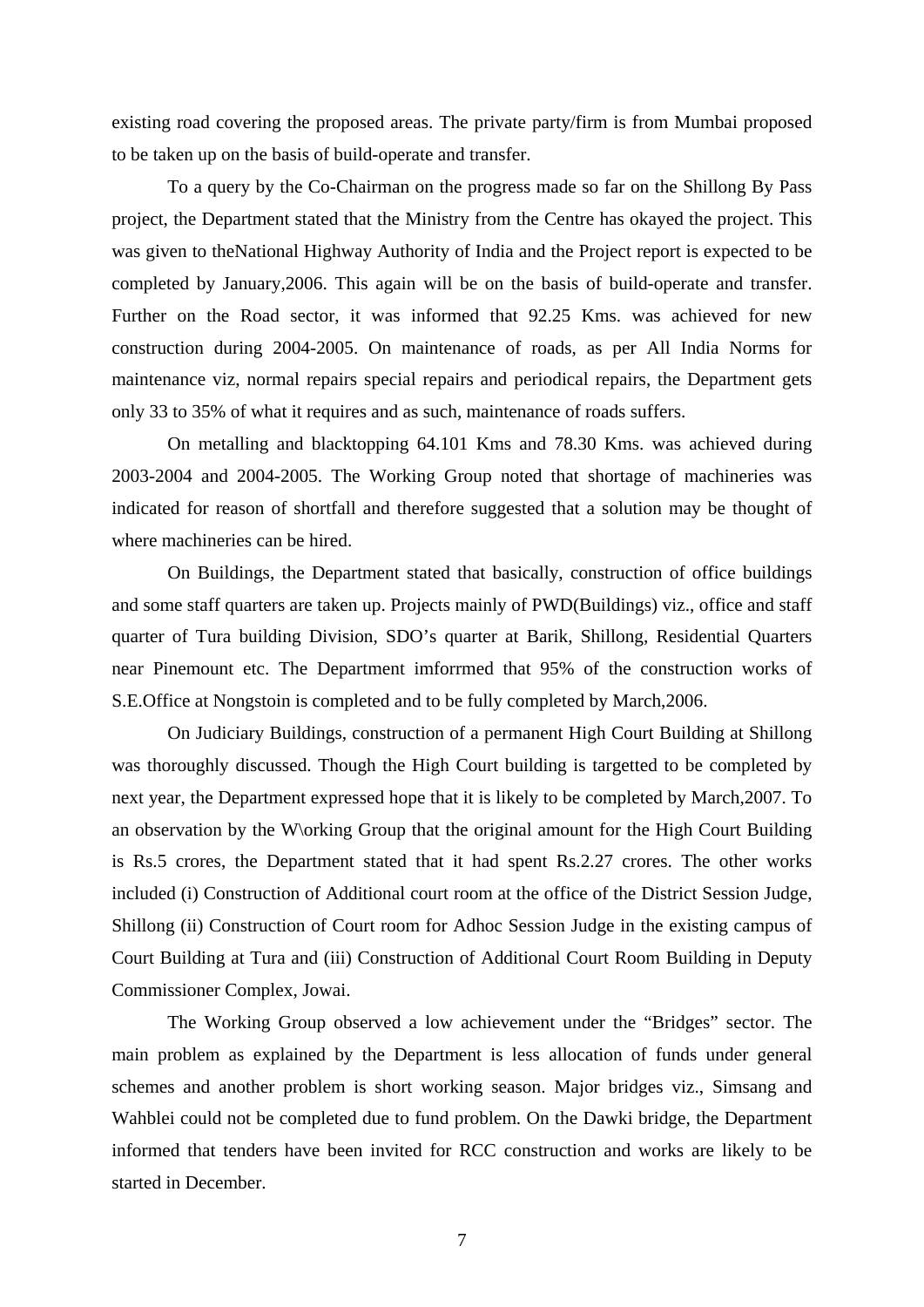existing road covering the proposed areas. The private party/firm is from Mumbai proposed to be taken up on the basis of build-operate and transfer.

To a query by the Co-Chairman on the progress made so far on the Shillong By Pass project, the Department stated that the Ministry from the Centre has okayed the project. This was given to theNational Highway Authority of India and the Project report is expected to be completed by January,2006. This again will be on the basis of build-operate and transfer. Further on the Road sector, it was informed that 92.25 Kms. was achieved for new construction during 2004-2005. On maintenance of roads, as per All India Norms for maintenance viz, normal repairs special repairs and periodical repairs, the Department gets only 33 to 35% of what it requires and as such, maintenance of roads suffers.

On metalling and blacktopping 64.101 Kms and 78.30 Kms. was achieved during 2003-2004 and 2004-2005. The Working Group noted that shortage of machineries was indicated for reason of shortfall and therefore suggested that a solution may be thought of where machineries can be hired.

On Buildings, the Department stated that basically, construction of office buildings and some staff quarters are taken up. Projects mainly of PWD(Buildings) viz., office and staff quarter of Tura building Division, SDO's quarter at Barik, Shillong, Residential Quarters near Pinemount etc. The Department imforrmed that 95% of the construction works of S.E.Office at Nongstoin is completed and to be fully completed by March,2006.

On Judiciary Buildings, construction of a permanent High Court Building at Shillong was thoroughly discussed. Though the High Court building is targetted to be completed by next year, the Department expressed hope that it is likely to be completed by March,2007. To an observation by the W\orking Group that the original amount for the High Court Building is Rs.5 crores, the Department stated that it had spent Rs.2.27 crores. The other works included (i) Construction of Additional court room at the office of the District Session Judge, Shillong (ii) Construction of Court room for Adhoc Session Judge in the existing campus of Court Building at Tura and (iii) Construction of Additional Court Room Building in Deputy Commissioner Complex, Jowai.

The Working Group observed a low achievement under the "Bridges" sector. The main problem as explained by the Department is less allocation of funds under general schemes and another problem is short working season. Major bridges viz., Simsang and Wahblei could not be completed due to fund problem. On the Dawki bridge, the Department informed that tenders have been invited for RCC construction and works are likely to be started in December.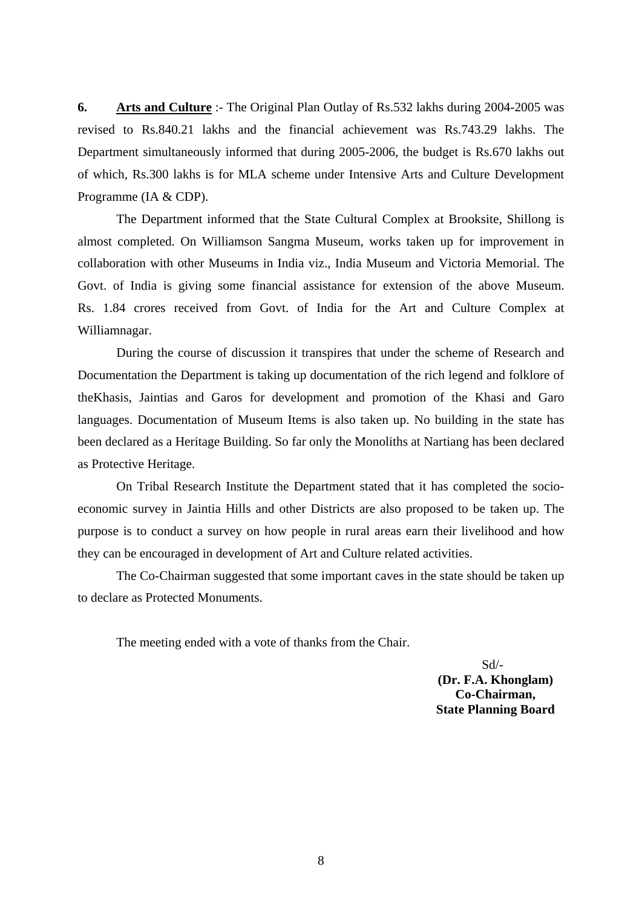**6.** **Arts and Culture** :- The Original Plan Outlay of Rs.532 lakhs during 2004-2005 was revised to Rs.840.21 lakhs and the financial achievement was Rs.743.29 lakhs. The Department simultaneously informed that during 2005-2006, the budget is Rs.670 lakhs out of which, Rs.300 lakhs is for MLA scheme under Intensive Arts and Culture Development Programme (IA & CDP).

The Department informed that the State Cultural Complex at Brooksite, Shillong is almost completed. On Williamson Sangma Museum, works taken up for improvement in collaboration with other Museums in India viz., India Museum and Victoria Memorial. The Govt. of India is giving some financial assistance for extension of the above Museum. Rs. 1.84 crores received from Govt. of India for the Art and Culture Complex at Williamnagar.

During the course of discussion it transpires that under the scheme of Research and Documentation the Department is taking up documentation of the rich legend and folklore of theKhasis, Jaintias and Garos for development and promotion of the Khasi and Garo languages. Documentation of Museum Items is also taken up. No building in the state has been declared as a Heritage Building. So far only the Monoliths at Nartiang has been declared as Protective Heritage.

On Tribal Research Institute the Department stated that it has completed the socio-economic survey in Jaintia Hills and other Districts are also proposed to be taken up. The purpose is to conduct a survey on how people in rural areas earn their livelihood and how they can be encouraged in development of Art and Culture related activities.

The Co-Chairman suggested that some important caves in the state should be taken up to declare as Protected Monuments.

The meeting ended with a vote of thanks from the Chair.

Sd/-
**(Dr. F.A. Khonglam)**
**Co-Chairman,**
**State Planning Board**